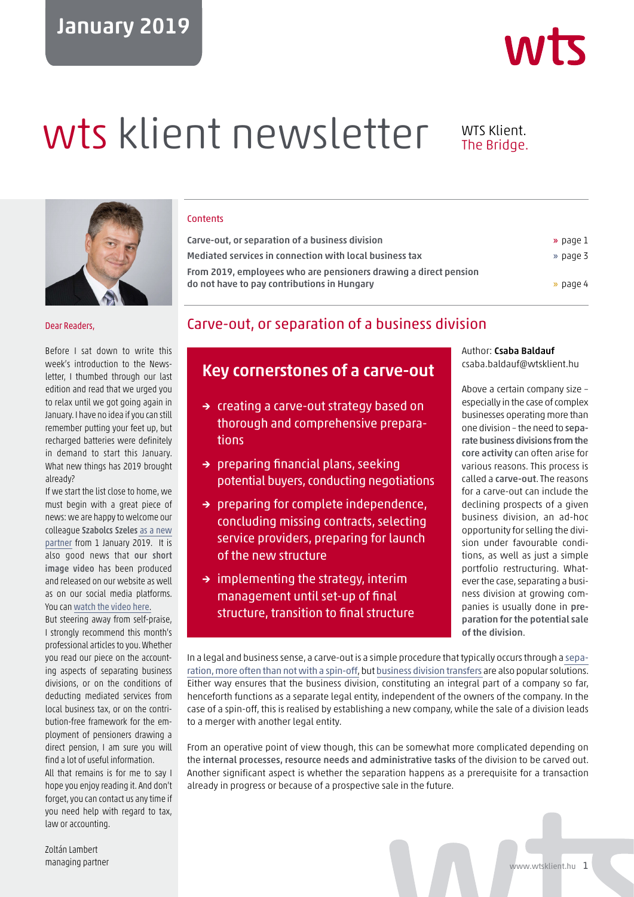January 2019

# wts klient newsletter

WTS Klient.
The Bridge.

Contents

| | |
|---|---|
| **Carve-out, or separation of a business division** | » page 1 |
| **Mediated services in connection with local business tax** | » page 3 |
| **From 2019, employees who are pensioners drawing a direct pension do not have to pay contributions in Hungary** | » page 4 |

Dear Readers,

Before I sat down to write this week's introduction to the Newsletter, I thumbed through our last edition and read that we urged you to relax until we got going again in January. I have no idea if you can still remember putting your feet up, but recharged batteries were definitely in demand to start this January. What new things has 2019 brought already?

If we start the list close to home, we must begin with a great piece of news: we are happy to welcome our colleague **Szabolcs Szeles** as a new partner from 1 January 2019. It is also good news that **our short image video** has been produced and released on our website as well as on our social media platforms. You can watch the video here.

But steering away from self-praise, I strongly recommend this month's professional articles to you. Whether you read our piece on the accounting aspects of separating business divisions, or on the conditions of deducting mediated services from local business tax, or on the contribution-free framework for the employment of pensioners drawing a direct pension, I am sure you will find a lot of useful information.

All that remains is for me to say I hope you enjoy reading it. And don't forget, you can contact us any time if you need help with regard to tax, law or accounting.

Zoltán Lambert
managing partner

## Carve-out, or separation of a business division

### Key cornerstones of a carve-out

- creating a carve-out strategy based on thorough and comprehensive preparations
- preparing financial plans, seeking potential buyers, conducting negotiations
- preparing for complete independence, concluding missing contracts, selecting service providers, preparing for launch of the new structure
- implementing the strategy, interim management until set-up of final structure, transition to final structure

Author: **Csaba Baldauf**
csaba.baldauf@wtsklient.hu

Above a certain company size – especially in the case of complex businesses operating more than one division – the need to **separate business divisions from the core activity** can often arise for various reasons. This process is called a **carve-out**. The reasons for a carve-out can include the declining prospects of a given business division, an ad-hoc opportunity for selling the division under favourable conditions, as well as just a simple portfolio restructuring. Whatever the case, separating a business division at growing companies is usually done in **preparation for the potential sale of the division**.

In a legal and business sense, a carve-out is a simple procedure that typically occurs through a separation, more often than not with a spin-off, but business division transfers are also popular solutions. Either way ensures that the business division, constituting an integral part of a company so far, henceforth functions as a separate legal entity, independent of the owners of the company. In the case of a spin-off, this is realised by establishing a new company, while the sale of a division leads to a merger with another legal entity.

From an operative point of view though, this can be somewhat more complicated depending on the **internal processes, resource needs and administrative tasks** of the division to be carved out. Another significant aspect is whether the separation happens as a prerequisite for a transaction already in progress or because of a prospective sale in the future.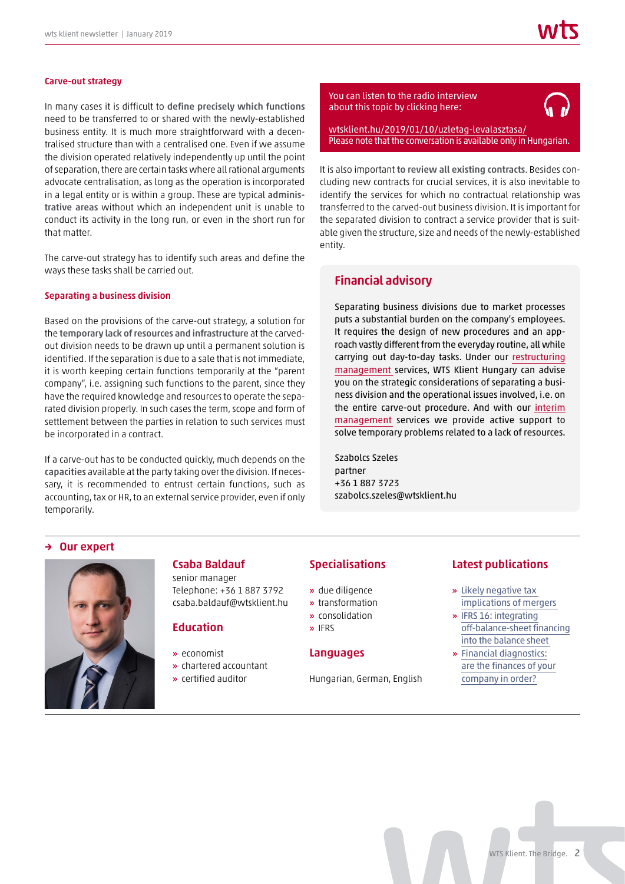### Carve-out strategy

In many cases it is difficult to **define precisely which functions** need to be transferred to or shared with the newly-established business entity. It is much more straightforward with a decentralised structure than with a centralised one. Even if we assume the division operated relatively independently up until the point of separation, there are certain tasks where all rational arguments advocate centralisation, as long as the operation is incorporated in a legal entity or is within a group. These are typical **administrative areas** without which an independent unit is unable to conduct its activity in the long run, or even in the short run for that matter.

The carve-out strategy has to identify such areas and define the ways these tasks shall be carried out.

### Separating a business division

Based on the provisions of the carve-out strategy, a solution for the **temporary lack of resources and infrastructure** at the carved-out division needs to be drawn up until a permanent solution is identified. If the separation is due to a sale that is not immediate, it is worth keeping certain functions temporarily at the "parent company", i.e. assigning such functions to the parent, since they have the required knowledge and resources to operate the separated division properly. In such cases the term, scope and form of settlement between the parties in relation to such services must be incorporated in a contract.

If a carve-out has to be conducted quickly, much depends on the **capacities** available at the party taking over the division. If necessary, it is recommended to entrust certain functions, such as accounting, tax or HR, to an external service provider, even if only temporarily.

You can listen to the radio interview about this topic by clicking here:

wtsklient.hu/2019/01/10/uzletag-levalasztasa/
Please note that the conversation is available only in Hungarian.

It is also important **to review all existing contracts**. Besides concluding new contracts for crucial services, it is also inevitable to identify the services for which no contractual relationship was transferred to the carved-out business division. It is important for the separated division to contract a service provider that is suitable given the structure, size and needs of the newly-established entity.

## Financial advisory

Separating business divisions due to market processes puts a substantial burden on the company's employees. It requires the design of new procedures and an approach vastly different from the everyday routine, all while carrying out day-to-day tasks. Under our restructuring management services, WTS Klient Hungary can advise you on the strategic considerations of separating a business division and the operational issues involved, i.e. on the entire carve-out procedure. And with our interim management services we provide active support to solve temporary problems related to a lack of resources.

Szabolcs Szeles
partner
+36 1 887 3723
szabolcs.szeles@wtsklient.hu

## → Our expert

### Csaba Baldauf

senior manager
Telephone: +36 1 887 3792
csaba.baldauf@wtsklient.hu

### Education

- economist
- chartered accountant
- certified auditor

### Specialisations

- due diligence
- transformation
- consolidation
- IFRS

### Languages

Hungarian, German, English

### Latest publications

- Likely negative tax implications of mergers
- IFRS 16: integrating off-balance-sheet financing into the balance sheet
- Financial diagnostics: are the finances of your company in order?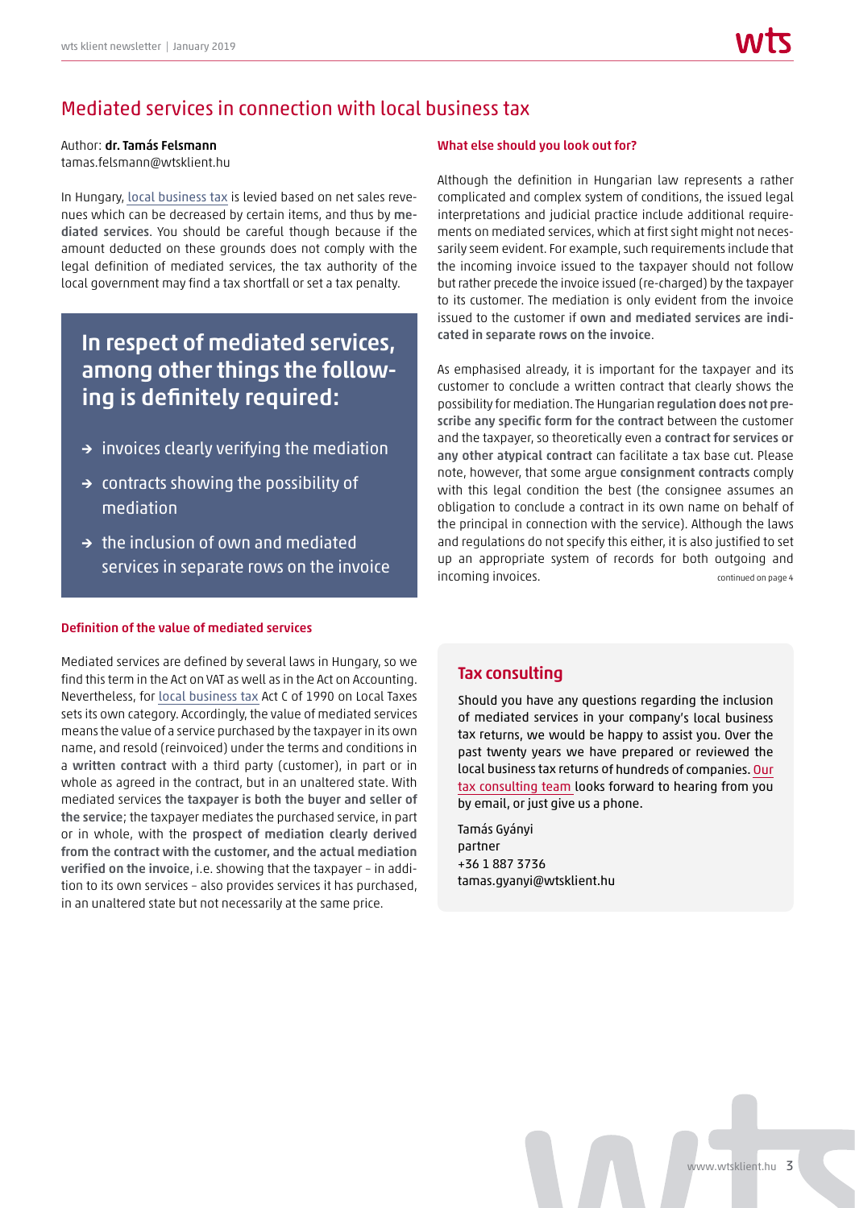## Mediated services in connection with local business tax

Author: **dr. Tamás Felsmann**
tamas.felsmann@wtsklient.hu

In Hungary, local business tax is levied based on net sales revenues which can be decreased by certain items, and thus by **mediated services**. You should be careful though because if the amount deducted on these grounds does not comply with the legal definition of mediated services, the tax authority of the local government may find a tax shortfall or set a tax penalty.

> **In respect of mediated services, among other things the following is definitely required:**
>
> - invoices clearly verifying the mediation
> - contracts showing the possibility of mediation
> - the inclusion of own and mediated services in separate rows on the invoice

### Definition of the value of mediated services

Mediated services are defined by several laws in Hungary, so we find this term in the Act on VAT as well as in the Act on Accounting. Nevertheless, for local business tax Act C of 1990 on Local Taxes sets its own category. Accordingly, the value of mediated services means the value of a service purchased by the taxpayer in its own name, and resold (reinvoiced) under the terms and conditions in a **written contract** with a third party (customer), in part or in whole as agreed in the contract, but in an unaltered state. With mediated services **the taxpayer is both the buyer and seller of the service**; the taxpayer mediates the purchased service, in part or in whole, with the **prospect of mediation clearly derived from the contract with the customer, and the actual mediation verified on the invoice**, i.e. showing that the taxpayer – in addition to its own services – also provides services it has purchased, in an unaltered state but not necessarily at the same price.

### What else should you look out for?

Although the definition in Hungarian law represents a rather complicated and complex system of conditions, the issued legal interpretations and judicial practice include additional requirements on mediated services, which at first sight might not necessarily seem evident. For example, such requirements include that the incoming invoice issued to the taxpayer should not follow but rather precede the invoice issued (re-charged) by the taxpayer to its customer. The mediation is only evident from the invoice issued to the customer if **own and mediated services are indicated in separate rows on the invoice**.

As emphasised already, it is important for the taxpayer and its customer to conclude a written contract that clearly shows the possibility for mediation. The Hungarian **regulation does not prescribe any specific form for the contract** between the customer and the taxpayer, so theoretically even a **contract for services or any other atypical contract** can facilitate a tax base cut. Please note, however, that some argue **consignment contracts** comply with this legal condition the best (the consignee assumes an obligation to conclude a contract in its own name on behalf of the principal in connection with the service). Although the laws and regulations do not specify this either, it is also justified to set up an appropriate system of records for both outgoing and incoming invoices.

continued on page 4

### Tax consulting

Should you have any questions regarding the inclusion of mediated services in your company's local business tax returns, we would be happy to assist you. Over the past twenty years we have prepared or reviewed the local business tax returns of hundreds of companies. Our tax consulting team looks forward to hearing from you by email, or just give us a phone.

Tamás Gyányi
partner
+36 1 887 3736
tamas.gyanyi@wtsklient.hu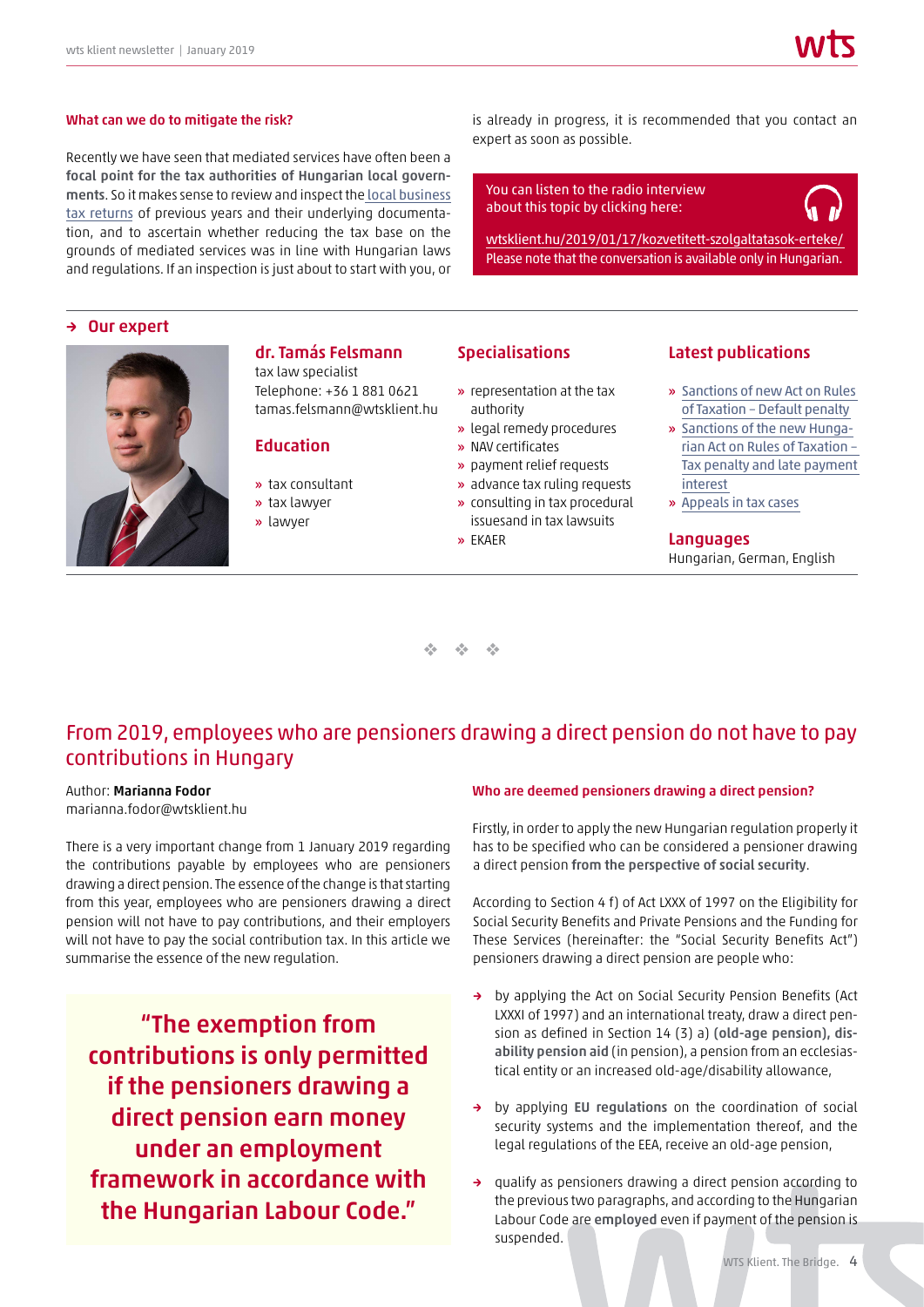#### What can we do to mitigate the risk?

Recently we have seen that mediated services have often been a **focal point for the tax authorities of Hungarian local governments**. So it makes sense to review and inspect the local business tax returns of previous years and their underlying documentation, and to ascertain whether reducing the tax base on the grounds of mediated services was in line with Hungarian laws and regulations. If an inspection is just about to start with you, or is already in progress, it is recommended that you contact an expert as soon as possible.

You can listen to the radio interview about this topic by clicking here:

wtsklient.hu/2019/01/17/kozvetitett-szolgaltatasok-erteke/
Please note that the conversation is available only in Hungarian.

### → Our expert

**dr. Tamás Felsmann**
tax law specialist
Telephone: +36 1 881 0621
tamas.felsmann@wtsklient.hu

**Education**

- tax consultant
- tax lawyer
- lawyer

**Specialisations**

- representation at the tax authority
- legal remedy procedures
- NAV certificates
- payment relief requests
- advance tax ruling requests
- consulting in tax procedural issuesand in tax lawsuits
- EKAER

**Latest publications**

- Sanctions of new Act on Rules of Taxation – Default penalty
- Sanctions of the new Hungarian Act on Rules of Taxation – Tax penalty and late payment interest
- Appeals in tax cases

**Languages**

Hungarian, German, English

## From 2019, employees who are pensioners drawing a direct pension do not have to pay contributions in Hungary

Author: **Marianna Fodor**
marianna.fodor@wtsklient.hu

There is a very important change from 1 January 2019 regarding the contributions payable by employees who are pensioners drawing a direct pension. The essence of the change is that starting from this year, employees who are pensioners drawing a direct pension will not have to pay contributions, and their employers will not have to pay the social contribution tax. In this article we summarise the essence of the new regulation.

> **"The exemption from contributions is only permitted if the pensioners drawing a direct pension earn money under an employment framework in accordance with the Hungarian Labour Code."**

#### Who are deemed pensioners drawing a direct pension?

Firstly, in order to apply the new Hungarian regulation properly it has to be specified who can be considered a pensioner drawing a direct pension **from the perspective of social security**.

According to Section 4 f) of Act LXXX of 1997 on the Eligibility for Social Security Benefits and Private Pensions and the Funding for These Services (hereinafter: the "Social Security Benefits Act") pensioners drawing a direct pension are people who:

- by applying the Act on Social Security Pension Benefits (Act LXXXI of 1997) and an international treaty, draw a direct pension as defined in Section 14 (3) a) **(old-age pension), disability pension aid** (in pension), a pension from an ecclesiastical entity or an increased old-age/disability allowance,
- by applying **EU regulations** on the coordination of social security systems and the implementation thereof, and the legal regulations of the EEA, receive an old-age pension,
- qualify as pensioners drawing a direct pension according to the previous two paragraphs, and according to the Hungarian Labour Code are **employed** even if payment of the pension is suspended.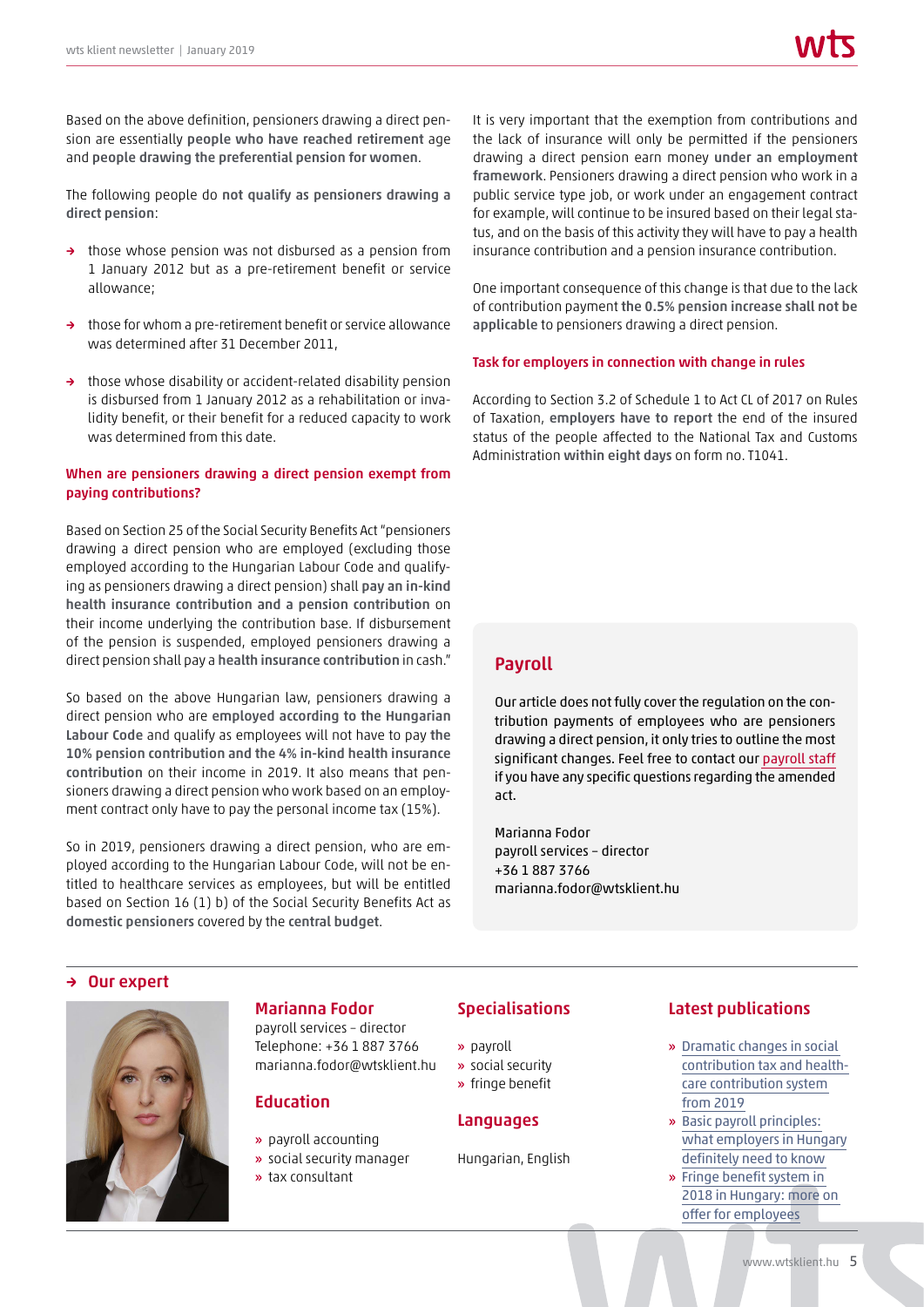Based on the above definition, pensioners drawing a direct pension are essentially **people who have reached retirement** age and **people drawing the preferential pension for women**.

The following people do **not qualify as pensioners drawing a direct pension**:

- those whose pension was not disbursed as a pension from 1 January 2012 but as a pre-retirement benefit or service allowance;
- those for whom a pre-retirement benefit or service allowance was determined after 31 December 2011,
- those whose disability or accident-related disability pension is disbursed from 1 January 2012 as a rehabilitation or invalidity benefit, or their benefit for a reduced capacity to work was determined from this date.

### When are pensioners drawing a direct pension exempt from paying contributions?

Based on Section 25 of the Social Security Benefits Act "pensioners drawing a direct pension who are employed (excluding those employed according to the Hungarian Labour Code and qualifying as pensioners drawing a direct pension) shall **pay an in-kind health insurance contribution and a pension contribution** on their income underlying the contribution base. If disbursement of the pension is suspended, employed pensioners drawing a direct pension shall pay a **health insurance contribution** in cash."

So based on the above Hungarian law, pensioners drawing a direct pension who are **employed according to the Hungarian Labour Code** and qualify as employees will not have to pay **the 10% pension contribution and the 4% in-kind health insurance contribution** on their income in 2019. It also means that pensioners drawing a direct pension who work based on an employment contract only have to pay the personal income tax (15%).

So in 2019, pensioners drawing a direct pension, who are employed according to the Hungarian Labour Code, will not be entitled to healthcare services as employees, but will be entitled based on Section 16 (1) b) of the Social Security Benefits Act as **domestic pensioners** covered by the **central budget**.

It is very important that the exemption from contributions and the lack of insurance will only be permitted if the pensioners drawing a direct pension earn money **under an employment framework**. Pensioners drawing a direct pension who work in a public service type job, or work under an engagement contract for example, will continue to be insured based on their legal status, and on the basis of this activity they will have to pay a health insurance contribution and a pension insurance contribution.

One important consequence of this change is that due to the lack of contribution payment **the 0.5% pension increase shall not be applicable** to pensioners drawing a direct pension.

### Task for employers in connection with change in rules

According to Section 3.2 of Schedule 1 to Act CL of 2017 on Rules of Taxation, **employers have to report** the end of the insured status of the people affected to the National Tax and Customs Administration **within eight days** on form no. T1041.

## Payroll

Our article does not fully cover the regulation on the contribution payments of employees who are pensioners drawing a direct pension, it only tries to outline the most significant changes. Feel free to contact our payroll staff if you have any specific questions regarding the amended act.

Marianna Fodor
payroll services – director
+36 1 887 3766
marianna.fodor@wtsklient.hu

## Our expert

### Marianna Fodor

payroll services – director
Telephone: +36 1 887 3766
marianna.fodor@wtsklient.hu

### Education

- payroll accounting
- social security manager
- tax consultant

### Specialisations

- payroll
- social security
- fringe benefit

### Languages

Hungarian, English

### Latest publications

- Dramatic changes in social contribution tax and healthcare contribution system from 2019
- Basic payroll principles: what employers in Hungary definitely need to know
- Fringe benefit system in 2018 in Hungary: more on offer for employees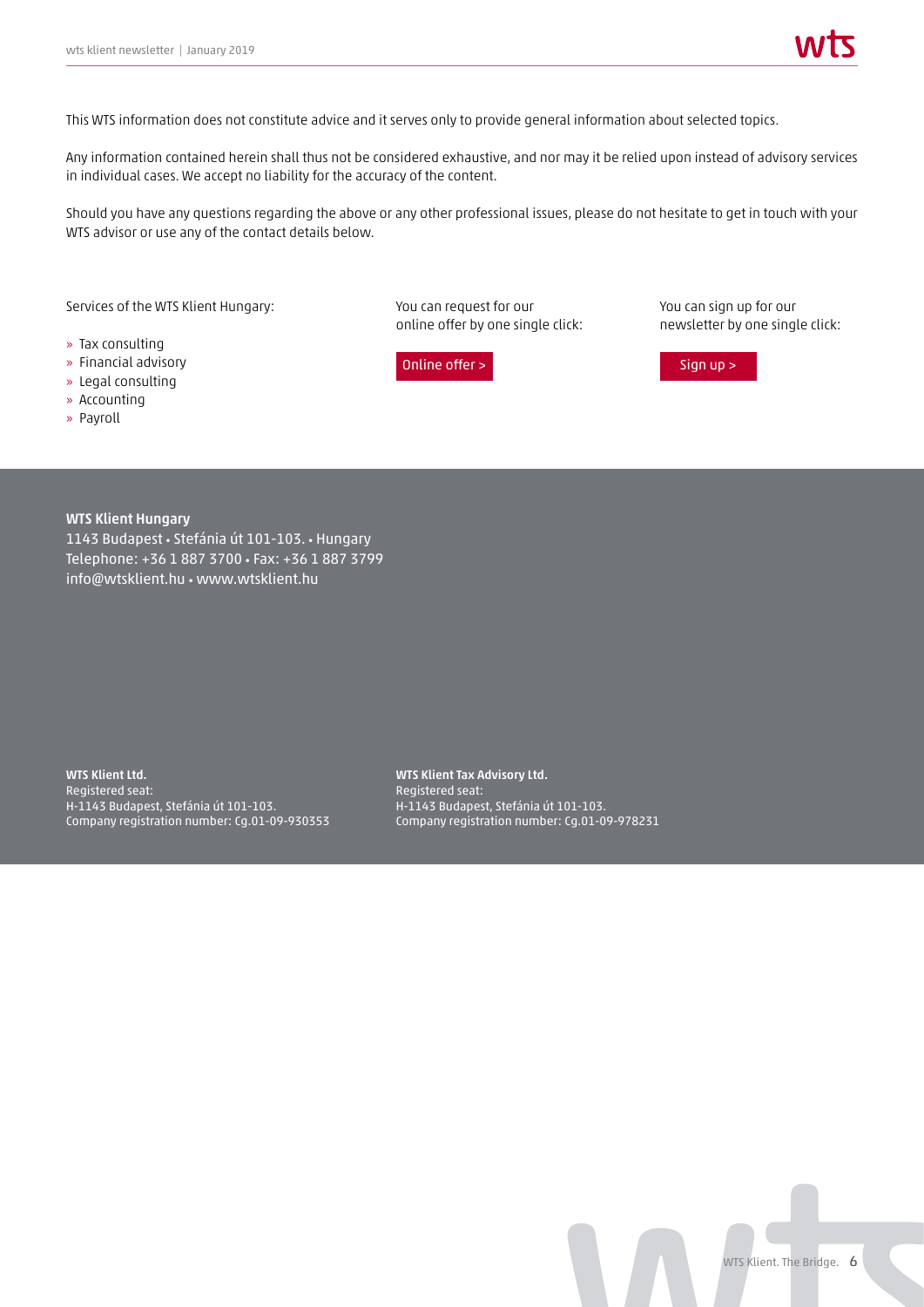This WTS information does not constitute advice and it serves only to provide general information about selected topics.

Any information contained herein shall thus not be considered exhaustive, and nor may it be relied upon instead of advisory services in individual cases. We accept no liability for the accuracy of the content.

Should you have any questions regarding the above or any other professional issues, please do not hesitate to get in touch with your WTS advisor or use any of the contact details below.

Services of the WTS Klient Hungary:

» Tax consulting
» Financial advisory
» Legal consulting
» Accounting
» Payroll

You can request for our online offer by one single click:

Online offer >

You can sign up for our newsletter by one single click:

Sign up >

**WTS Klient Hungary**
1143 Budapest • Stefánia út 101-103. • Hungary
Telephone: +36 1 887 3700 • Fax: +36 1 887 3799
info@wtsklient.hu • www.wtsklient.hu

**WTS Klient Ltd.**
Registered seat:
H-1143 Budapest, Stefánia út 101-103.
Company registration number: Cg.01-09-930353

**WTS Klient Tax Advisory Ltd.**
Registered seat:
H-1143 Budapest, Stefánia út 101-103.
Company registration number: Cg.01-09-978231

WTS Klient. The Bridge.